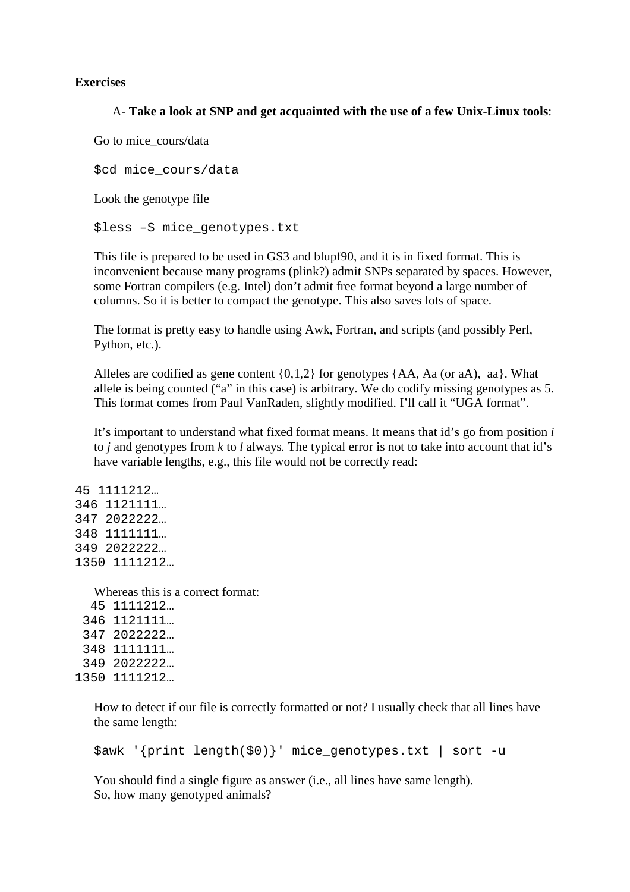**Exercises**

A- **Take a look at SNP and get acquainted with the use of a few Unix-Linux tools**:

Go to mice_cours/data

```
$cd mice_cours/data
```

Look the genotype file

```
$less –S mice_genotypes.txt
```

This file is prepared to be used in GS3 and blupf90, and it is in fixed format. This is inconvenient because many programs (plink?) admit SNPs separated by spaces. However, some Fortran compilers (e.g. Intel) don't admit free format beyond a large number of columns. So it is better to compact the genotype. This also saves lots of space.

The format is pretty easy to handle using Awk, Fortran, and scripts (and possibly Perl, Python, etc.).

Alleles are codified as gene content {0,1,2} for genotypes {AA, Aa (or aA), aa}. What allele is being counted ("a" in this case) is arbitrary. We do codify missing genotypes as 5. This format comes from Paul VanRaden, slightly modified. I'll call it "UGA format".

It's important to understand what fixed format means. It means that id's go from position *i* to *j* and genotypes from *k* to *l* <u>always</u>. The typical <u>error</u> is not to take into account that id's have variable lengths, e.g., this file would not be correctly read:

```
45 1111212…
346 1121111…
347 2022222…
348 1111111…
349 2022222…
1350 1111212…
```

Whereas this is a correct format:

```
  45 1111212…
 346 1121111…
 347 2022222…
 348 1111111…
 349 2022222…
1350 1111212…
```

How to detect if our file is correctly formatted or not? I usually check that all lines have the same length:

```
$awk '{print length($0)}' mice_genotypes.txt | sort -u
```

You should find a single figure as answer (i.e., all lines have same length).
So, how many genotyped animals?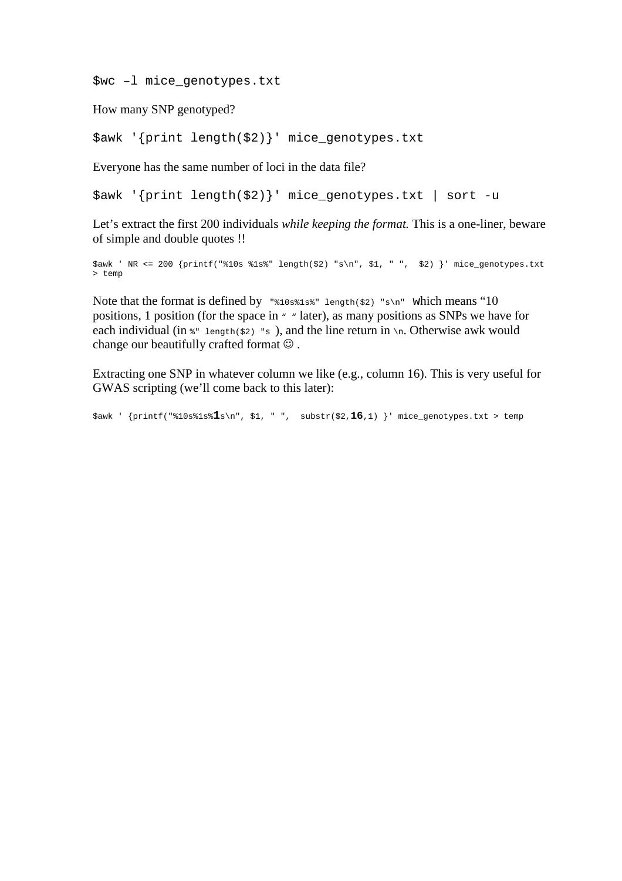```
$wc –l mice_genotypes.txt
```

How many SNP genotyped?

```
$awk '{print length($2)}' mice_genotypes.txt
```

Everyone has the same number of loci in the data file?

```
$awk '{print length($2)}' mice_genotypes.txt | sort -u
```

Let's extract the first 200 individuals *while keeping the format.* This is a one-liner, beware of simple and double quotes !!

```
$awk ' NR <= 200 {printf("%10s %1s%" length($2) "s\n", $1, " ",  $2) }' mice_genotypes.txt
> temp
```

Note that the format is defined by `"%10s%1s%" length($2) "s\n"` which means "10 positions, 1 position (for the space in `" "` later), as many positions as SNPs we have for each individual (in `%" length($2) "s` ), and the line return in `\n`. Otherwise awk would change our beautifully crafted format ☺ .

Extracting one SNP in whatever column we like (e.g., column 16). This is very useful for GWAS scripting (we'll come back to this later):

```
$awk ' {printf("%10s%1s%1s\n", $1, " ",  substr($2,16,1) }' mice_genotypes.txt > temp
```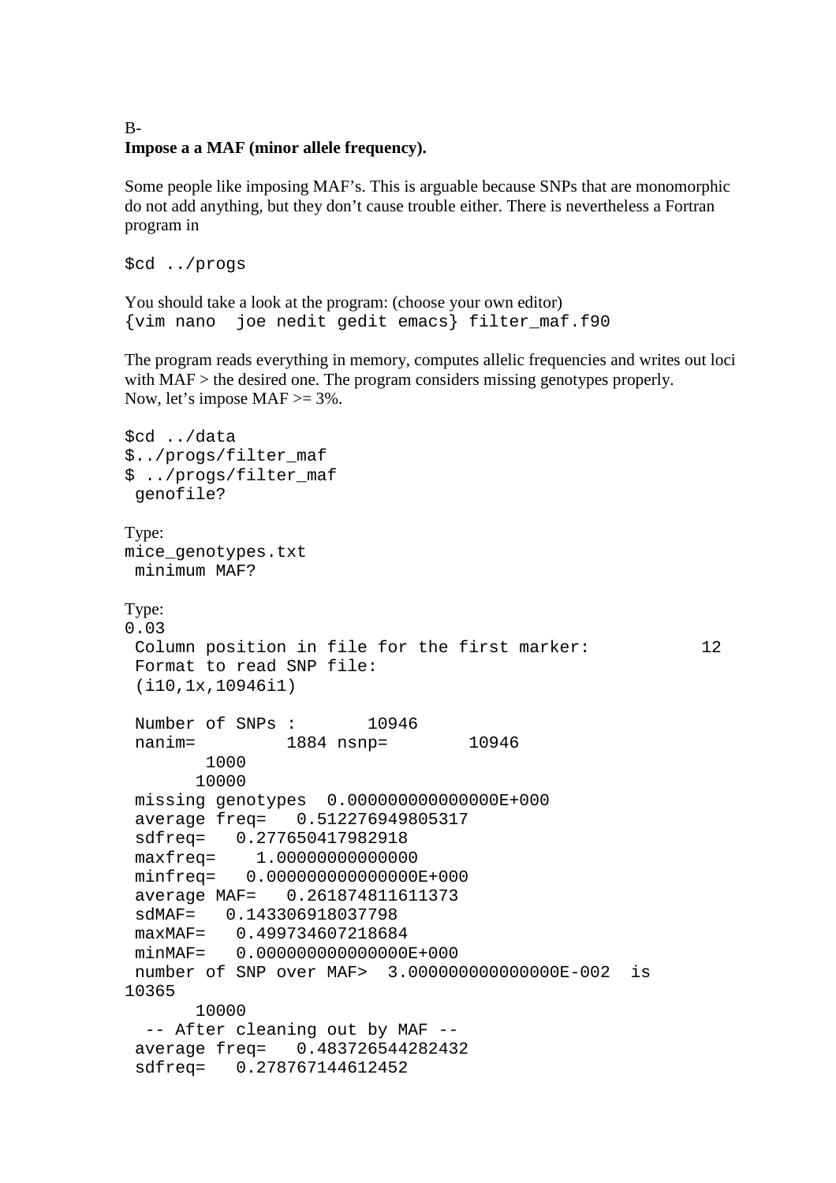B-

**Impose a a MAF (minor allele frequency).**

Some people like imposing MAF's. This is arguable because SNPs that are monomorphic do not add anything, but they don't cause trouble either. There is nevertheless a Fortran program in

```
$cd ../progs
```

You should take a look at the program: (choose your own editor)

```
{vim nano  joe nedit gedit emacs} filter_maf.f90
```

The program reads everything in memory, computes allelic frequencies and writes out loci with MAF > the desired one. The program considers missing genotypes properly.
Now, let's impose MAF >= 3%.

```
$cd ../data
$../progs/filter_maf
$ ../progs/filter_maf
 genofile?
```

Type:

```
mice_genotypes.txt
 minimum MAF?
```

Type:

```
0.03
 Column position in file for the first marker:           12
 Format to read SNP file:
 (i10,1x,10946i1)

 Number of SNPs :       10946
 nanim=         1884 nsnp=        10946
        1000
       10000
 missing genotypes  0.000000000000000E+000
 average freq=   0.512276949805317
 sdfreq=   0.277650417982918
 maxfreq=    1.00000000000000
 minfreq=   0.000000000000000E+000
 average MAF=   0.261874811611373
 sdMAF=   0.143306918037798
 maxMAF=   0.499734607218684
 minMAF=   0.000000000000000E+000
 number of SNP over MAF>  3.000000000000000E-002  is
10365
       10000
   -- After cleaning out by MAF --
 average freq=   0.483726544282432
 sdfreq=   0.278767144612452
```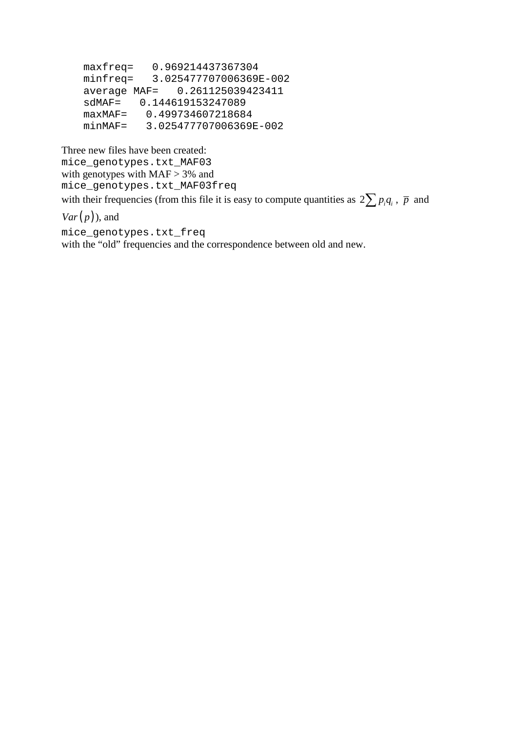```
maxfreq=   0.969214437367304
minfreq=   3.025477707006369E-002
average MAF=   0.261125039423411
sdMAF=   0.144619153247089
maxMAF=   0.499734607218684
minMAF=   3.025477707006369E-002
```

Three new files have been created:
`mice_genotypes.txt_MAF03`
with genotypes with MAF > 3% and
`mice_genotypes.txt_MAF03freq`
with their frequencies (from this file it is easy to compute quantities as $2\sum p_i q_i$ , $\bar{p}$ and $Var(p)$), and
`mice_genotypes.txt_freq`
with the “old” frequencies and the correspondence between old and new.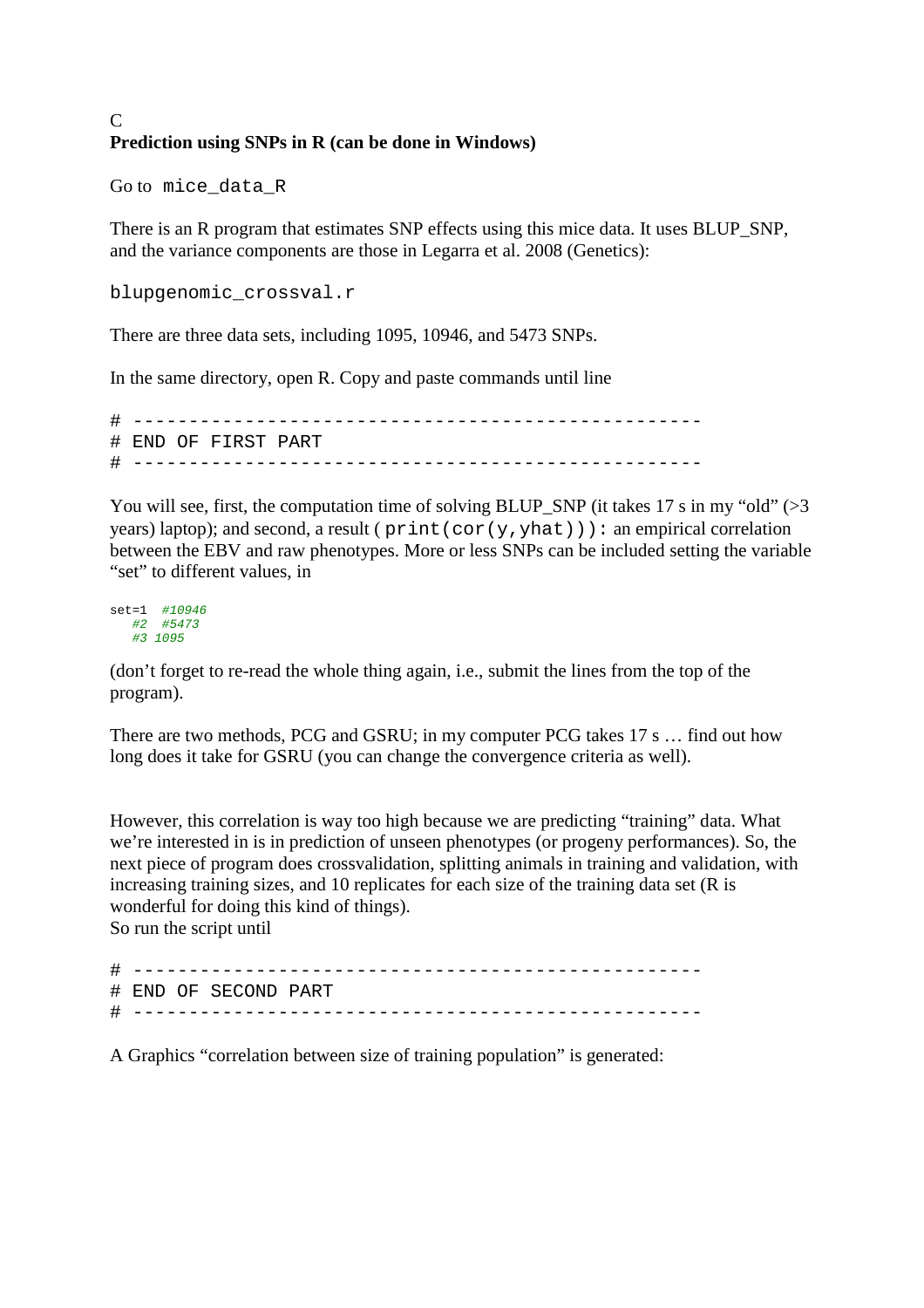C

**Prediction using SNPs in R (can be done in Windows)**

Go to `mice_data_R`

There is an R program that estimates SNP effects using this mice data. It uses BLUP_SNP, and the variance components are those in Legarra et al. 2008 (Genetics):

`blupgenomic_crossval.r`

There are three data sets, including 1095, 10946, and 5473 SNPs.

In the same directory, open R. Copy and paste commands until line

```
# ------------------------------------------------
# END OF FIRST PART
# ------------------------------------------------
```

You will see, first, the computation time of solving BLUP_SNP (it takes 17 s in my “old” (>3 years) laptop); and second, a result ( `print(cor(y,yhat))`): an empirical correlation between the EBV and raw phenotypes. More or less SNPs can be included setting the variable “set” to different values, in

```
set=1  #10946
   #2  #5473
   #3 1095
```

(don’t forget to re-read the whole thing again, i.e., submit the lines from the top of the program).

There are two methods, PCG and GSRU; in my computer PCG takes 17 s … find out how long does it take for GSRU (you can change the convergence criteria as well).

However, this correlation is way too high because we are predicting “training” data. What we’re interested in is in prediction of unseen phenotypes (or progeny performances). So, the next piece of program does crossvalidation, splitting animals in training and validation, with increasing training sizes, and 10 replicates for each size of the training data set (R is wonderful for doing this kind of things).
So run the script until

```
# ------------------------------------------------
# END OF SECOND PART
# ------------------------------------------------
```

A Graphics “correlation between size of training population” is generated: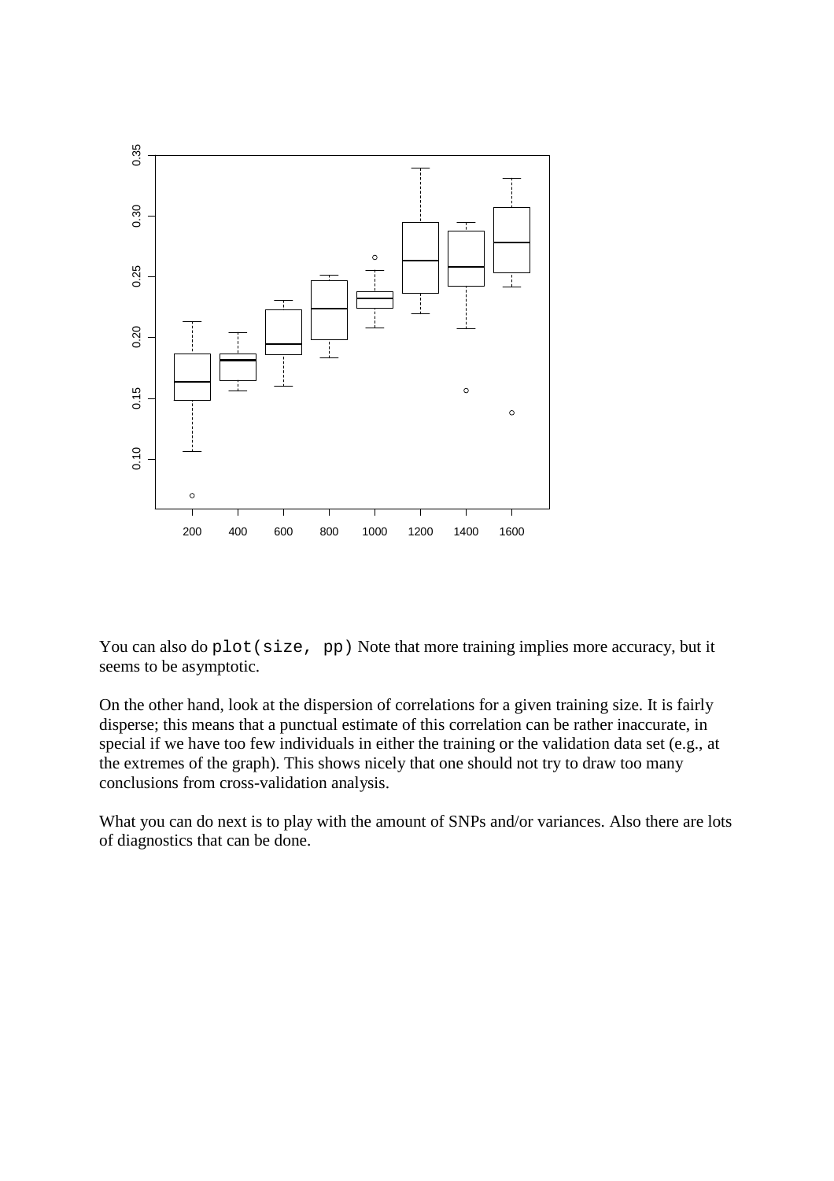0.35
0.30
0.25
0.20
0.15
0.10

200 400 600 800 1000 1200 1400 1600

You can also do `plot(size, pp)` Note that more training implies more accuracy, but it seems to be asymptotic.

On the other hand, look at the dispersion of correlations for a given training size. It is fairly disperse; this means that a punctual estimate of this correlation can be rather inaccurate, in special if we have too few individuals in either the training or the validation data set (e.g., at the extremes of the graph). This shows nicely that one should not try to draw too many conclusions from cross-validation analysis.

What you can do next is to play with the amount of SNPs and/or variances. Also there are lots of diagnostics that can be done.